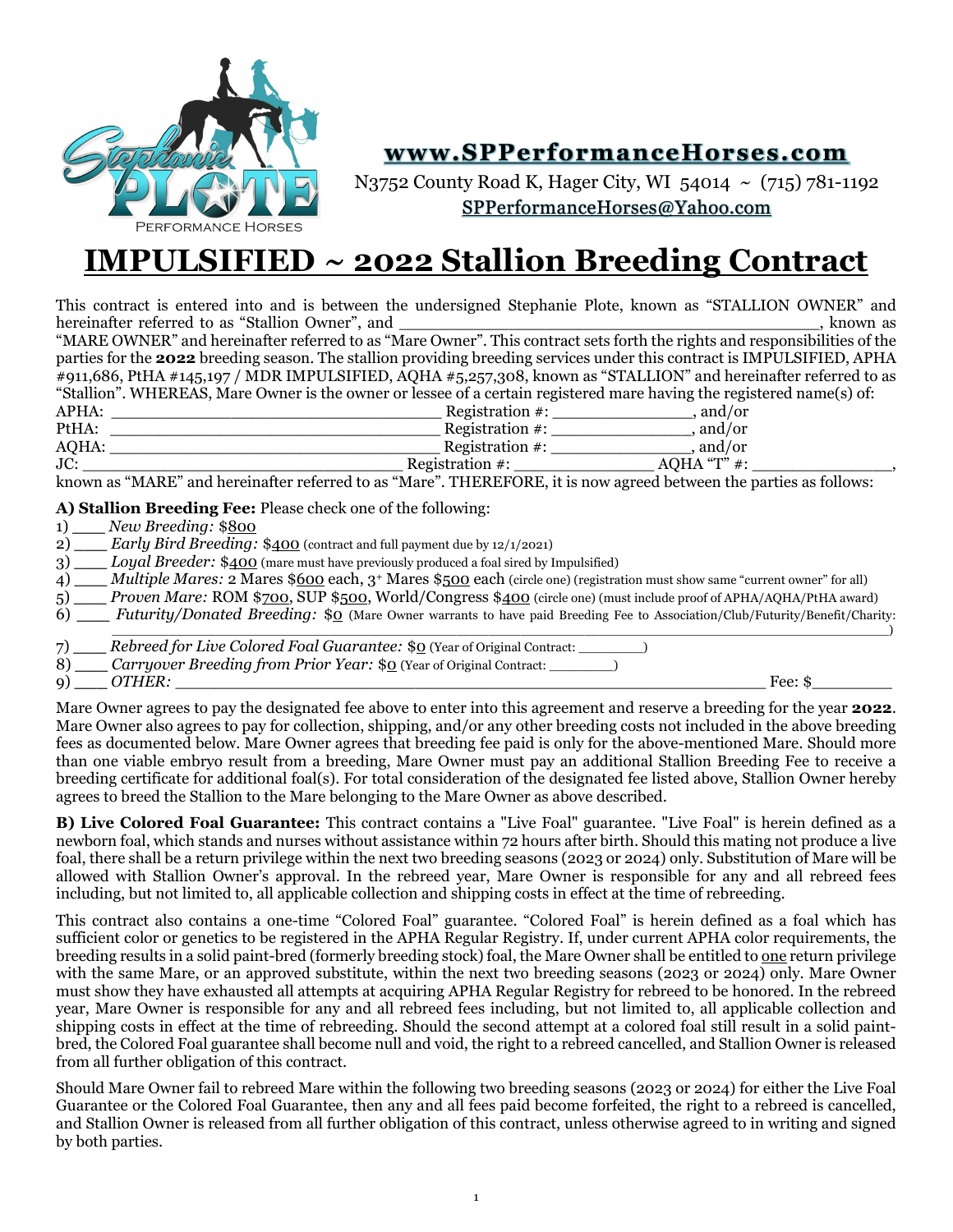Stephanie PLOTE Performance Horses

**www.SPPerformanceHorses.com**

N3752 County Road K, Hager City, WI 54014 ~ (715) 781-1192

SPPerformanceHorses@Yahoo.com

# IMPULSIFIED ~ 2022 Stallion Breeding Contract

This contract is entered into and is between the undersigned Stephanie Plote, known as "STALLION OWNER" and hereinafter referred to as "Stallion Owner", and ________________________________________, known as "MARE OWNER" and hereinafter referred to as "Mare Owner". This contract sets forth the rights and responsibilities of the parties for the **2022** breeding season. The stallion providing breeding services under this contract is IMPULSIFIED, APHA #911,686, PtHA #145,197 / MDR IMPULSIFIED, AQHA #5,257,308, known as "STALLION" and hereinafter referred to as "Stallion". WHEREAS, Mare Owner is the owner or lessee of a certain registered mare having the registered name(s) of:

APHA: ________________________________ Registration #: ______________, and/or
PtHA: ________________________________ Registration #: ______________, and/or
AQHA: ________________________________ Registration #: ______________, and/or
JC: ________________________________ Registration #: ______________ AQHA "T" #: ______________,

known as "MARE" and hereinafter referred to as "Mare". THEREFORE, it is now agreed between the parties as follows:

**A) Stallion Breeding Fee:** Please check one of the following:

1) ___ *New Breeding:* $800
2) ___ *Early Bird Breeding:* $400 (contract and full payment due by 12/1/2021)
3) ___ *Loyal Breeder:* $400 (mare must have previously produced a foal sired by Impulsified)
4) ___ *Multiple Mares:* 2 Mares $600 each, 3+ Mares $500 each (circle one) (registration must show same "current owner" for all)
5) ___ *Proven Mare:* ROM $700, SUP $500, World/Congress $400 (circle one) (must include proof of APHA/AQHA/PtHA award)
6) ___ *Futurity/Donated Breeding:* $0 (Mare Owner warrants to have paid Breeding Fee to Association/Club/Futurity/Benefit/Charity: ________________________________________________________________)
7) ___ *Rebreed for Live Colored Foal Guarantee:* $0 (Year of Original Contract: ________)
8) ___ *Carryover Breeding from Prior Year:* $0 (Year of Original Contract: ________)
9) ___ *OTHER:* ________________________________________________________ Fee: $________

Mare Owner agrees to pay the designated fee above to enter into this agreement and reserve a breeding for the year **2022**. Mare Owner also agrees to pay for collection, shipping, and/or any other breeding costs not included in the above breeding fees as documented below. Mare Owner agrees that breeding fee paid is only for the above-mentioned Mare. Should more than one viable embryo result from a breeding, Mare Owner must pay an additional Stallion Breeding Fee to receive a breeding certificate for additional foal(s). For total consideration of the designated fee listed above, Stallion Owner hereby agrees to breed the Stallion to the Mare belonging to the Mare Owner as above described.

**B) Live Colored Foal Guarantee:** This contract contains a "Live Foal" guarantee. "Live Foal" is herein defined as a newborn foal, which stands and nurses without assistance within 72 hours after birth. Should this mating not produce a live foal, there shall be a return privilege within the next two breeding seasons (2023 or 2024) only. Substitution of Mare will be allowed with Stallion Owner's approval. In the rebreed year, Mare Owner is responsible for any and all rebreed fees including, but not limited to, all applicable collection and shipping costs in effect at the time of rebreeding.

This contract also contains a one-time "Colored Foal" guarantee. "Colored Foal" is herein defined as a foal which has sufficient color or genetics to be registered in the APHA Regular Registry. If, under current APHA color requirements, the breeding results in a solid paint-bred (formerly breeding stock) foal, the Mare Owner shall be entitled to one return privilege with the same Mare, or an approved substitute, within the next two breeding seasons (2023 or 2024) only. Mare Owner must show they have exhausted all attempts at acquiring APHA Regular Registry for rebreed to be honored. In the rebreed year, Mare Owner is responsible for any and all rebreed fees including, but not limited to, all applicable collection and shipping costs in effect at the time of rebreeding. Should the second attempt at a colored foal still result in a solid paint-bred, the Colored Foal guarantee shall become null and void, the right to a rebreed cancelled, and Stallion Owner is released from all further obligation of this contract.

Should Mare Owner fail to rebreed Mare within the following two breeding seasons (2023 or 2024) for either the Live Foal Guarantee or the Colored Foal Guarantee, then any and all fees paid become forfeited, the right to a rebreed is cancelled, and Stallion Owner is released from all further obligation of this contract, unless otherwise agreed to in writing and signed by both parties.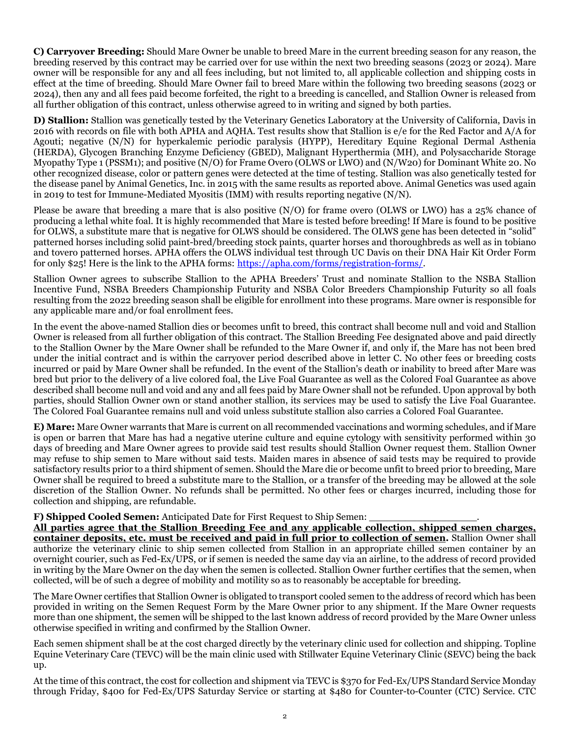**C) Carryover Breeding:** Should Mare Owner be unable to breed Mare in the current breeding season for any reason, the breeding reserved by this contract may be carried over for use within the next two breeding seasons (2023 or 2024). Mare owner will be responsible for any and all fees including, but not limited to, all applicable collection and shipping costs in effect at the time of breeding. Should Mare Owner fail to breed Mare within the following two breeding seasons (2023 or 2024), then any and all fees paid become forfeited, the right to a breeding is cancelled, and Stallion Owner is released from all further obligation of this contract, unless otherwise agreed to in writing and signed by both parties.

**D) Stallion:** Stallion was genetically tested by the Veterinary Genetics Laboratory at the University of California, Davis in 2016 with records on file with both APHA and AQHA. Test results show that Stallion is e/e for the Red Factor and A/A for Agouti; negative (N/N) for hyperkalemic periodic paralysis (HYPP), Hereditary Equine Regional Dermal Asthenia (HERDA), Glycogen Branching Enzyme Deficiency (GBED), Malignant Hyperthermia (MH), and Polysaccharide Storage Myopathy Type 1 (PSSM1); and positive (N/O) for Frame Overo (OLWS or LWO) and (N/W20) for Dominant White 20. No other recognized disease, color or pattern genes were detected at the time of testing. Stallion was also genetically tested for the disease panel by Animal Genetics, Inc. in 2015 with the same results as reported above. Animal Genetics was used again in 2019 to test for Immune-Mediated Myositis (IMM) with results reporting negative (N/N).

Please be aware that breeding a mare that is also positive (N/O) for frame overo (OLWS or LWO) has a 25% chance of producing a lethal white foal. It is highly recommended that Mare is tested before breeding! If Mare is found to be positive for OLWS, a substitute mare that is negative for OLWS should be considered. The OLWS gene has been detected in "solid" patterned horses including solid paint-bred/breeding stock paints, quarter horses and thoroughbreds as well as in tobiano and tovero patterned horses. APHA offers the OLWS individual test through UC Davis on their DNA Hair Kit Order Form for only $25! Here is the link to the APHA forms: https://apha.com/forms/registration-forms/.

Stallion Owner agrees to subscribe Stallion to the APHA Breeders' Trust and nominate Stallion to the NSBA Stallion Incentive Fund, NSBA Breeders Championship Futurity and NSBA Color Breeders Championship Futurity so all foals resulting from the 2022 breeding season shall be eligible for enrollment into these programs. Mare owner is responsible for any applicable mare and/or foal enrollment fees.

In the event the above-named Stallion dies or becomes unfit to breed, this contract shall become null and void and Stallion Owner is released from all further obligation of this contract. The Stallion Breeding Fee designated above and paid directly to the Stallion Owner by the Mare Owner shall be refunded to the Mare Owner if, and only if, the Mare has not been bred under the initial contract and is within the carryover period described above in letter C. No other fees or breeding costs incurred or paid by Mare Owner shall be refunded. In the event of the Stallion's death or inability to breed after Mare was bred but prior to the delivery of a live colored foal, the Live Foal Guarantee as well as the Colored Foal Guarantee as above described shall become null and void and any and all fees paid by Mare Owner shall not be refunded. Upon approval by both parties, should Stallion Owner own or stand another stallion, its services may be used to satisfy the Live Foal Guarantee. The Colored Foal Guarantee remains null and void unless substitute stallion also carries a Colored Foal Guarantee.

**E) Mare:** Mare Owner warrants that Mare is current on all recommended vaccinations and worming schedules, and if Mare is open or barren that Mare has had a negative uterine culture and equine cytology with sensitivity performed within 30 days of breeding and Mare Owner agrees to provide said test results should Stallion Owner request them. Stallion Owner may refuse to ship semen to Mare without said tests. Maiden mares in absence of said tests may be required to provide satisfactory results prior to a third shipment of semen. Should the Mare die or become unfit to breed prior to breeding, Mare Owner shall be required to breed a substitute mare to the Stallion, or a transfer of the breeding may be allowed at the sole discretion of the Stallion Owner. No refunds shall be permitted. No other fees or charges incurred, including those for collection and shipping, are refundable.

**F) Shipped Cooled Semen:** Anticipated Date for First Request to Ship Semen: ________________.
**All parties agree that the Stallion Breeding Fee and any applicable collection, shipped semen charges, container deposits, etc. must be received and paid in full prior to collection of semen.** Stallion Owner shall authorize the veterinary clinic to ship semen collected from Stallion in an appropriate chilled semen container by an overnight courier, such as Fed-Ex/UPS, or if semen is needed the same day via an airline, to the address of record provided in writing by the Mare Owner on the day when the semen is collected. Stallion Owner further certifies that the semen, when collected, will be of such a degree of mobility and motility so as to reasonably be acceptable for breeding.

The Mare Owner certifies that Stallion Owner is obligated to transport cooled semen to the address of record which has been provided in writing on the Semen Request Form by the Mare Owner prior to any shipment. If the Mare Owner requests more than one shipment, the semen will be shipped to the last known address of record provided by the Mare Owner unless otherwise specified in writing and confirmed by the Stallion Owner.

Each semen shipment shall be at the cost charged directly by the veterinary clinic used for collection and shipping. Topline Equine Veterinary Care (TEVC) will be the main clinic used with Stillwater Equine Veterinary Clinic (SEVC) being the back up.

At the time of this contract, the cost for collection and shipment via TEVC is $370 for Fed-Ex/UPS Standard Service Monday through Friday, $400 for Fed-Ex/UPS Saturday Service or starting at $480 for Counter-to-Counter (CTC) Service. CTC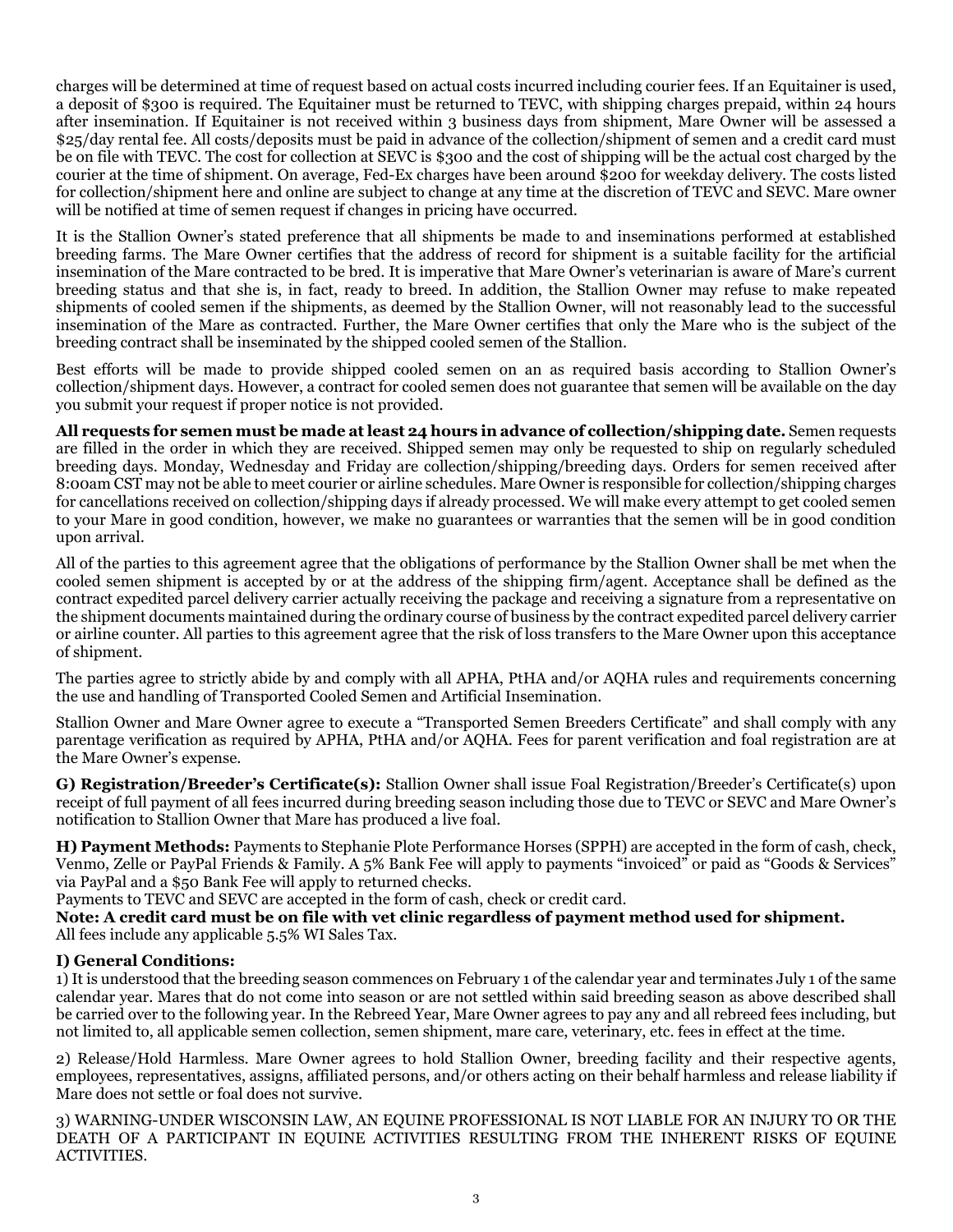charges will be determined at time of request based on actual costs incurred including courier fees. If an Equitainer is used, a deposit of $300 is required. The Equitainer must be returned to TEVC, with shipping charges prepaid, within 24 hours after insemination. If Equitainer is not received within 3 business days from shipment, Mare Owner will be assessed a $25/day rental fee. All costs/deposits must be paid in advance of the collection/shipment of semen and a credit card must be on file with TEVC. The cost for collection at SEVC is $300 and the cost of shipping will be the actual cost charged by the courier at the time of shipment. On average, Fed-Ex charges have been around $200 for weekday delivery. The costs listed for collection/shipment here and online are subject to change at any time at the discretion of TEVC and SEVC. Mare owner will be notified at time of semen request if changes in pricing have occurred.

It is the Stallion Owner's stated preference that all shipments be made to and inseminations performed at established breeding farms. The Mare Owner certifies that the address of record for shipment is a suitable facility for the artificial insemination of the Mare contracted to be bred. It is imperative that Mare Owner's veterinarian is aware of Mare's current breeding status and that she is, in fact, ready to breed. In addition, the Stallion Owner may refuse to make repeated shipments of cooled semen if the shipments, as deemed by the Stallion Owner, will not reasonably lead to the successful insemination of the Mare as contracted. Further, the Mare Owner certifies that only the Mare who is the subject of the breeding contract shall be inseminated by the shipped cooled semen of the Stallion.

Best efforts will be made to provide shipped cooled semen on an as required basis according to Stallion Owner's collection/shipment days. However, a contract for cooled semen does not guarantee that semen will be available on the day you submit your request if proper notice is not provided.

**All requests for semen must be made at least 24 hours in advance of collection/shipping date.** Semen requests are filled in the order in which they are received. Shipped semen may only be requested to ship on regularly scheduled breeding days. Monday, Wednesday and Friday are collection/shipping/breeding days. Orders for semen received after 8:00am CST may not be able to meet courier or airline schedules. Mare Owner is responsible for collection/shipping charges for cancellations received on collection/shipping days if already processed. We will make every attempt to get cooled semen to your Mare in good condition, however, we make no guarantees or warranties that the semen will be in good condition upon arrival.

All of the parties to this agreement agree that the obligations of performance by the Stallion Owner shall be met when the cooled semen shipment is accepted by or at the address of the shipping firm/agent. Acceptance shall be defined as the contract expedited parcel delivery carrier actually receiving the package and receiving a signature from a representative on the shipment documents maintained during the ordinary course of business by the contract expedited parcel delivery carrier or airline counter. All parties to this agreement agree that the risk of loss transfers to the Mare Owner upon this acceptance of shipment.

The parties agree to strictly abide by and comply with all APHA, PtHA and/or AQHA rules and requirements concerning the use and handling of Transported Cooled Semen and Artificial Insemination.

Stallion Owner and Mare Owner agree to execute a "Transported Semen Breeders Certificate" and shall comply with any parentage verification as required by APHA, PtHA and/or AQHA. Fees for parent verification and foal registration are at the Mare Owner's expense.

**G) Registration/Breeder's Certificate(s):** Stallion Owner shall issue Foal Registration/Breeder's Certificate(s) upon receipt of full payment of all fees incurred during breeding season including those due to TEVC or SEVC and Mare Owner's notification to Stallion Owner that Mare has produced a live foal.

**H) Payment Methods:** Payments to Stephanie Plote Performance Horses (SPPH) are accepted in the form of cash, check, Venmo, Zelle or PayPal Friends & Family. A 5% Bank Fee will apply to payments "invoiced" or paid as "Goods & Services" via PayPal and a $50 Bank Fee will apply to returned checks.
Payments to TEVC and SEVC are accepted in the form of cash, check or credit card.
**Note: A credit card must be on file with vet clinic regardless of payment method used for shipment.**
All fees include any applicable 5.5% WI Sales Tax.

**I) General Conditions:**

1) It is understood that the breeding season commences on February 1 of the calendar year and terminates July 1 of the same calendar year. Mares that do not come into season or are not settled within said breeding season as above described shall be carried over to the following year. In the Rebreed Year, Mare Owner agrees to pay any and all rebreed fees including, but not limited to, all applicable semen collection, semen shipment, mare care, veterinary, etc. fees in effect at the time.

2) Release/Hold Harmless. Mare Owner agrees to hold Stallion Owner, breeding facility and their respective agents, employees, representatives, assigns, affiliated persons, and/or others acting on their behalf harmless and release liability if Mare does not settle or foal does not survive.

3) WARNING-UNDER WISCONSIN LAW, AN EQUINE PROFESSIONAL IS NOT LIABLE FOR AN INJURY TO OR THE DEATH OF A PARTICIPANT IN EQUINE ACTIVITIES RESULTING FROM THE INHERENT RISKS OF EQUINE ACTIVITIES.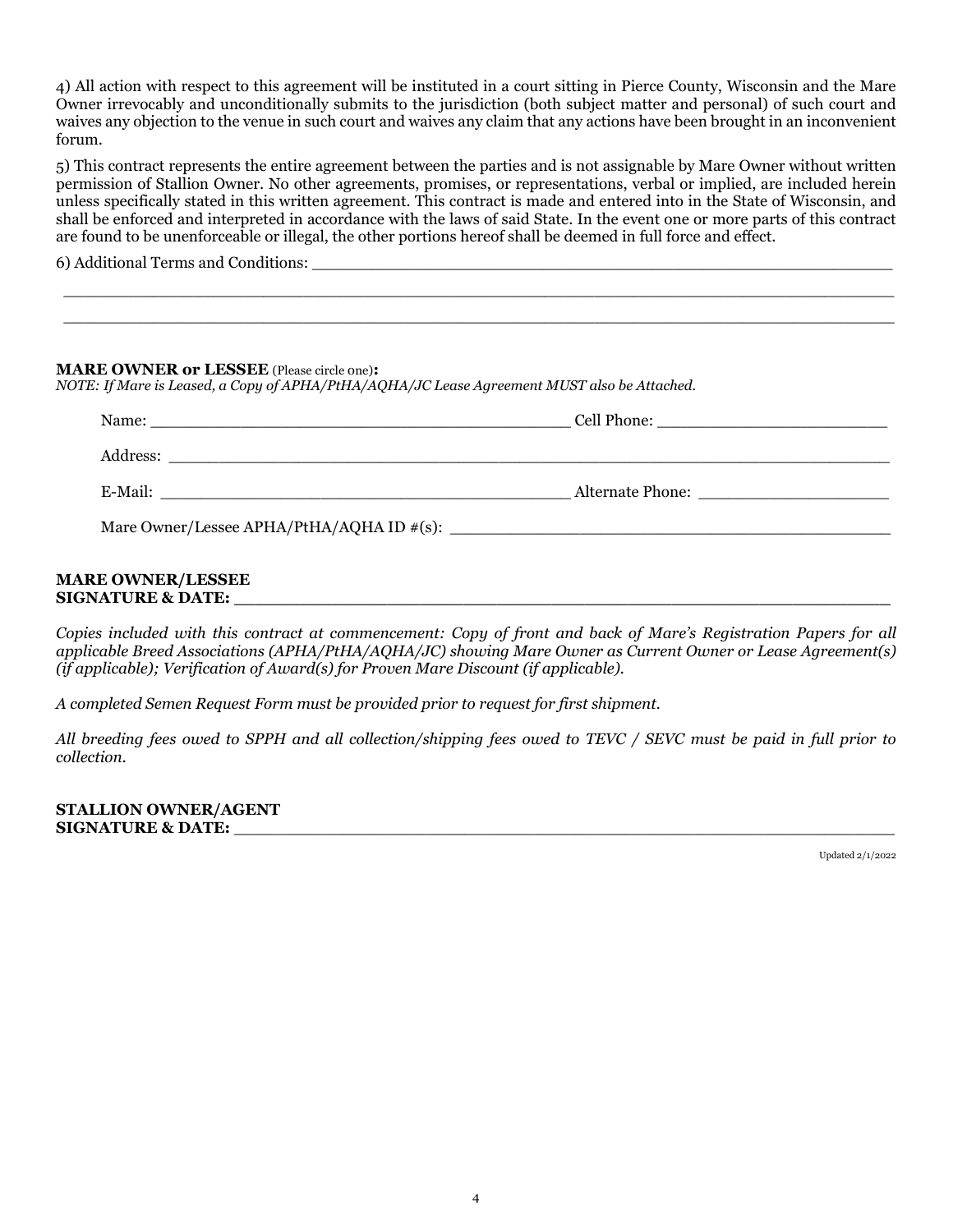4) All action with respect to this agreement will be instituted in a court sitting in Pierce County, Wisconsin and the Mare Owner irrevocably and unconditionally submits to the jurisdiction (both subject matter and personal) of such court and waives any objection to the venue in such court and waives any claim that any actions have been brought in an inconvenient forum.

5) This contract represents the entire agreement between the parties and is not assignable by Mare Owner without written permission of Stallion Owner. No other agreements, promises, or representations, verbal or implied, are included herein unless specifically stated in this written agreement. This contract is made and entered into in the State of Wisconsin, and shall be enforced and interpreted in accordance with the laws of said State. In the event one or more parts of this contract are found to be unenforceable or illegal, the other portions hereof shall be deemed in full force and effect.

6) Additional Terms and Conditions: ___________________________________________________________

_____________________________________________________________________________________

_____________________________________________________________________________________

**MARE OWNER or LESSEE** (Please circle one)**:**
*NOTE: If Mare is Leased, a Copy of APHA/PtHA/AQHA/JC Lease Agreement MUST also be Attached.*

Name: ____________________________________________ Cell Phone: _______________________

Address: _________________________________________________________________________

E-Mail: ___________________________________________ Alternate Phone: ____________________

Mare Owner/Lessee APHA/PtHA/AQHA ID #(s): ____________________________________________

**MARE OWNER/LESSEE**
**SIGNATURE & DATE:** _____________________________________________________________

*Copies included with this contract at commencement: Copy of front and back of Mare's Registration Papers for all applicable Breed Associations (APHA/PtHA/AQHA/JC) showing Mare Owner as Current Owner or Lease Agreement(s) (if applicable); Verification of Award(s) for Proven Mare Discount (if applicable).*

*A completed Semen Request Form must be provided prior to request for first shipment.*

*All breeding fees owed to SPPH and all collection/shipping fees owed to TEVC / SEVC must be paid in full prior to collection.*

**STALLION OWNER/AGENT**
**SIGNATURE & DATE:** _____________________________________________________________

Updated 2/1/2022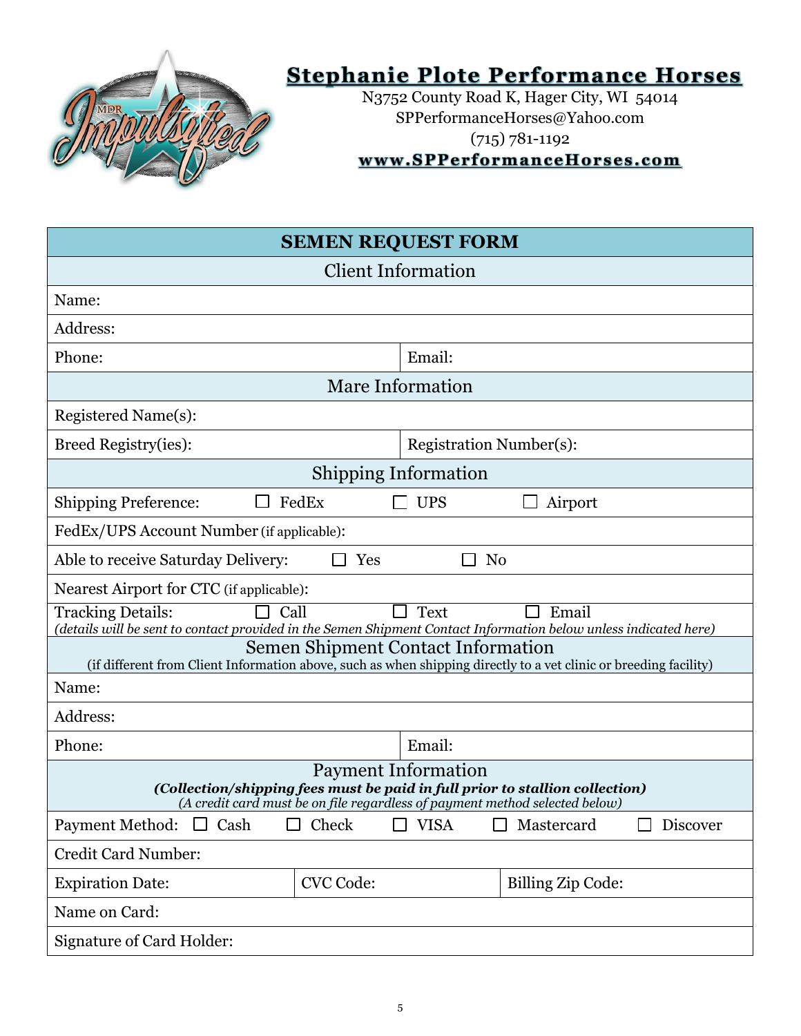# Stephanie Plote Performance Horses

N3752 County Road K, Hager City, WI 54014
SPPerformanceHorses@Yahoo.com
(715) 781-1192
**www.SPPerformanceHorses.com**

## SEMEN REQUEST FORM

| | |
|---|---|
| **Client Information** | |
| Name: | |
| Address: | |
| Phone: | Email: |
| **Mare Information** | |
| Registered Name(s): | |
| Breed Registry(ies): | Registration Number(s): |
| **Shipping Information** | |
| Shipping Preference: ☐ FedEx ☐ UPS ☐ Airport | |
| FedEx/UPS Account Number (if applicable): | |
| Able to receive Saturday Delivery: ☐ Yes ☐ No | |
| Nearest Airport for CTC (if applicable): | |
| Tracking Details: ☐ Call ☐ Text ☐ Email<br>*(details will be sent to contact provided in the Semen Shipment Contact Information below unless indicated here)* | |
| **Semen Shipment Contact Information**<br>(if different from Client Information above, such as when shipping directly to a vet clinic or breeding facility) | |
| Name: | |
| Address: | |
| Phone: | Email: |
| **Payment Information**<br>***(Collection/shipping fees must be paid in full prior to stallion collection)***<br>*(A credit card must be on file regardless of payment method selected below)* | |
| Payment Method: ☐ Cash ☐ Check ☐ VISA ☐ Mastercard ☐ Discover | |
| Credit Card Number: | |
| Expiration Date: / CVC Code: / Billing Zip Code: | |
| Name on Card: | |
| Signature of Card Holder: | |